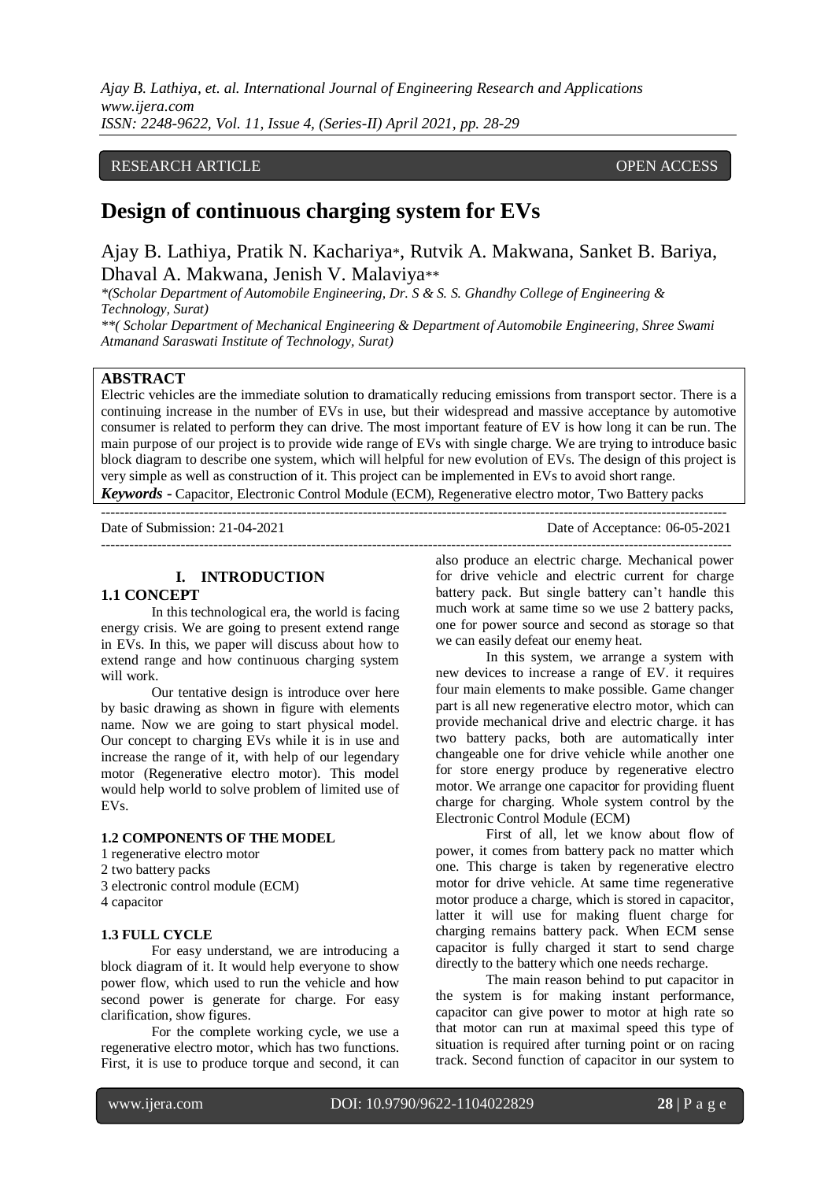RESEARCH ARTICLE OPEN ACCESS

# Design of continuous charging system for EVs

Ajay B. Lathiya, Pratik N. Kachariya*, Rutvik A. Makwana, Sanket B. Bariya, Dhaval A. Makwana, Jenish V. Malaviya**

*(Scholar Department of Automobile Engineering, Dr. S & S. S. Ghandhy College of Engineering & Technology, Surat)

**( Scholar Department of Mechanical Engineering & Department of Automobile Engineering, Shree Swami Atmanand Saraswati Institute of Technology, Surat)

## ABSTRACT

Electric vehicles are the immediate solution to dramatically reducing emissions from transport sector. There is a continuing increase in the number of EVs in use, but their widespread and massive acceptance by automotive consumer is related to perform they can drive. The most important feature of EV is how long it can be run. The main purpose of our project is to provide wide range of EVs with single charge. We are trying to introduce basic block diagram to describe one system, which will helpful for new evolution of EVs. The design of this project is very simple as well as construction of it. This project can be implemented in EVs to avoid short range.

***Keywords*** **-** Capacitor, Electronic Control Module (ECM), Regenerative electro motor, Two Battery packs

Date of Submission: 21-04-2021 Date of Acceptance: 06-05-2021

## I. INTRODUCTION

### 1.1 CONCEPT

In this technological era, the world is facing energy crisis. We are going to present extend range in EVs. In this, we paper will discuss about how to extend range and how continuous charging system will work.

Our tentative design is introduce over here by basic drawing as shown in figure with elements name. Now we are going to start physical model. Our concept to charging EVs while it is in use and increase the range of it, with help of our legendary motor (Regenerative electro motor). This model would help world to solve problem of limited use of EVs.

### 1.2 COMPONENTS OF THE MODEL

1 regenerative electro motor
2 two battery packs
3 electronic control module (ECM)
4 capacitor

### 1.3 FULL CYCLE

For easy understand, we are introducing a block diagram of it. It would help everyone to show power flow, which used to run the vehicle and how second power is generate for charge. For easy clarification, show figures.

For the complete working cycle, we use a regenerative electro motor, which has two functions. First, it is use to produce torque and second, it can also produce an electric charge. Mechanical power for drive vehicle and electric current for charge battery pack. But single battery can't handle this much work at same time so we use 2 battery packs, one for power source and second as storage so that we can easily defeat our enemy heat.

In this system, we arrange a system with new devices to increase a range of EV. it requires four main elements to make possible. Game changer part is all new regenerative electro motor, which can provide mechanical drive and electric charge. it has two battery packs, both are automatically inter changeable one for drive vehicle while another one for store energy produce by regenerative electro motor. We arrange one capacitor for providing fluent charge for charging. Whole system control by the Electronic Control Module (ECM)

First of all, let we know about flow of power, it comes from battery pack no matter which one. This charge is taken by regenerative electro motor for drive vehicle. At same time regenerative motor produce a charge, which is stored in capacitor, latter it will use for making fluent charge for charging remains battery pack. When ECM sense capacitor is fully charged it start to send charge directly to the battery which one needs recharge.

The main reason behind to put capacitor in the system is for making instant performance, capacitor can give power to motor at high rate so that motor can run at maximal speed this type of situation is required after turning point or on racing track. Second function of capacitor in our system to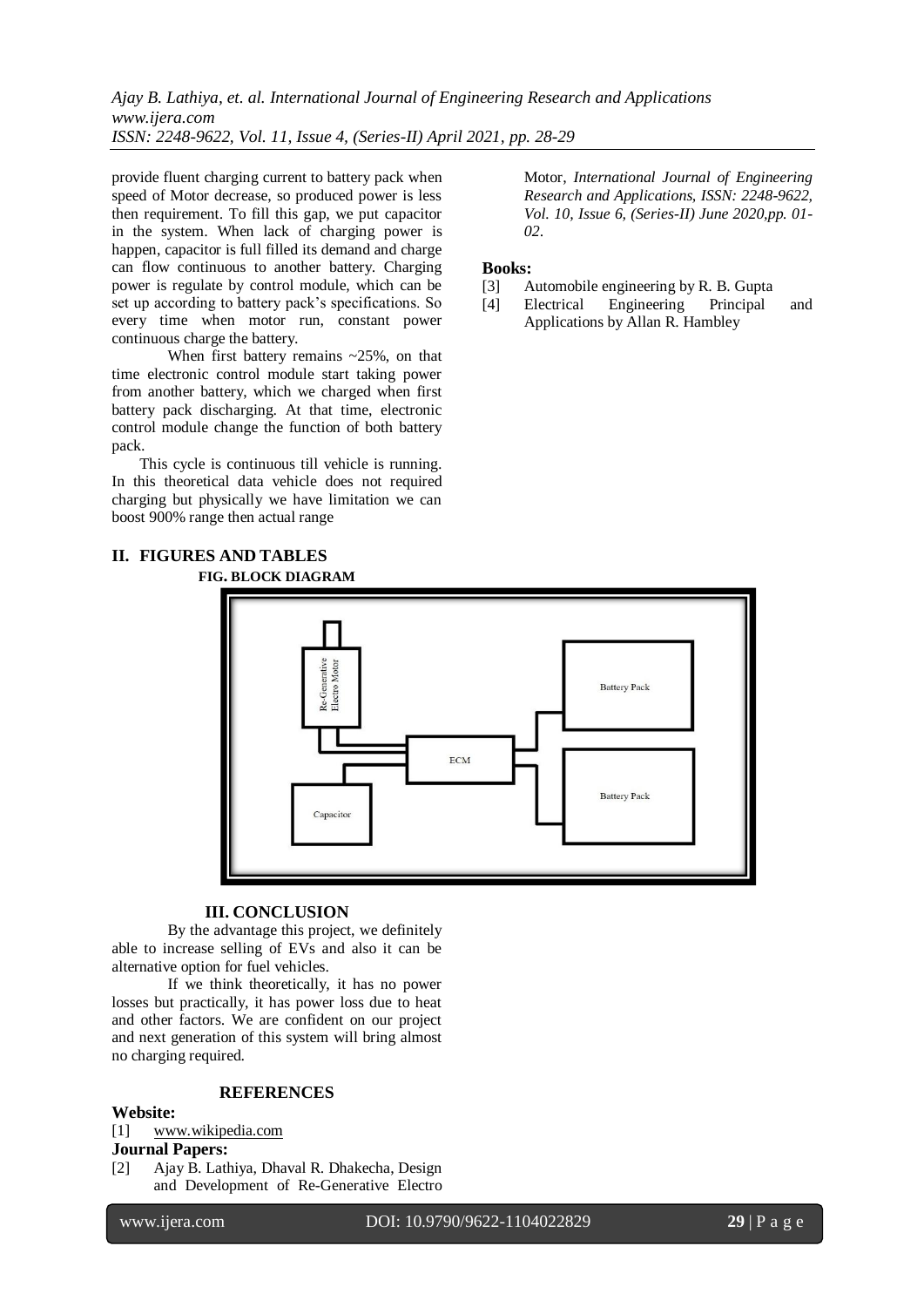provide fluent charging current to battery pack when speed of Motor decrease, so produced power is less then requirement. To fill this gap, we put capacitor in the system. When lack of charging power is happen, capacitor is full filled its demand and charge can flow continuous to another battery. Charging power is regulate by control module, which can be set up according to battery pack's specifications. So every time when motor run, constant power continuous charge the battery.

When first battery remains ~25%, on that time electronic control module start taking power from another battery, which we charged when first battery pack discharging. At that time, electronic control module change the function of both battery pack.

This cycle is continuous till vehicle is running. In this theoretical data vehicle does not required charging but physically we have limitation we can boost 900% range then actual range

## II. FIGURES AND TABLES

**FIG. BLOCK DIAGRAM**

Re-Generative Electro Motor

ECM

Capacitor

Battery Pack

Battery Pack

## III. CONCLUSION

By the advantage this project, we definitely able to increase selling of EVs and also it can be alternative option for fuel vehicles.

If we think theoretically, it has no power losses but practically, it has power loss due to heat and other factors. We are confident on our project and next generation of this system will bring almost no charging required.

## REFERENCES

**Website:**

[1] www.wikipedia.com

**Journal Papers:**

[2] Ajay B. Lathiya, Dhaval R. Dhakecha, Design and Development of Re-Generative Electro Motor, *International Journal of Engineering Research and Applications, ISSN: 2248-9622, Vol. 10, Issue 6, (Series-II) June 2020,pp. 01-02.*

**Books:**

[3] Automobile engineering by R. B. Gupta

[4] Electrical Engineering Principal and Applications by Allan R. Hambley